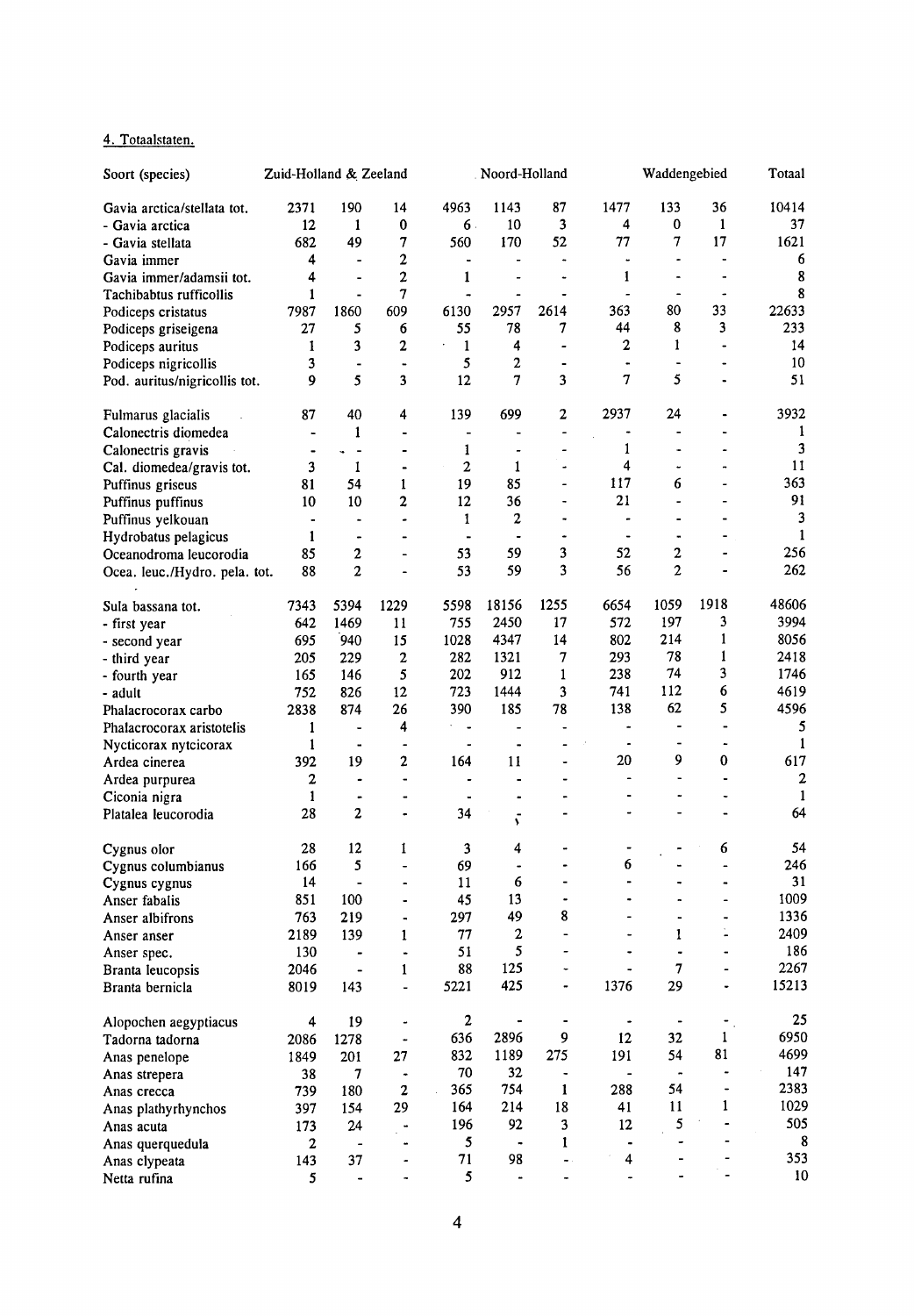4. Totaalstaten.

| Soort (species) | Zuid-Holland & Zeeland | | | Noord-Holland | | | Waddengebied | | | Totaal |
|---|---|---|---|---|---|---|---|---|---|---|
| Gavia arctica/stellata tot. | 2371 | 190 | 14 | 4963 | 1143 | 87 | 1477 | 133 | 36 | 10414 |
| - Gavia arctica | 12 | 1 | 0 | 6 | 10 | 3 | 4 | 0 | 1 | 37 |
| - Gavia stellata | 682 | 49 | 7 | 560 | 170 | 52 | 77 | 7 | 17 | 1621 |
| Gavia immer | 4 | - | 2 | - | - | - | - | - | - | 6 |
| Gavia immer/adamsii tot. | 4 | - | 2 | 1 | - | - | 1 | - | - | 8 |
| Tachibabtus rufficollis | 1 | - | 7 | - | - | - | - | - | - | 8 |
| Podiceps cristatus | 7987 | 1860 | 609 | 6130 | 2957 | 2614 | 363 | 80 | 33 | 22633 |
| Podiceps griseigena | 27 | 5 | 6 | 55 | 78 | 7 | 44 | 8 | 3 | 233 |
| Podiceps auritus | 1 | 3 | 2 | 1 | 4 | - | 2 | 1 | - | 14 |
| Podiceps nigricollis | 3 | - | - | 5 | 2 | - | - | - | - | 10 |
| Pod. auritus/nigricollis tot. | 9 | 5 | 3 | 12 | 7 | 3 | 7 | 5 | - | 51 |
| Fulmarus glacialis | 87 | 40 | 4 | 139 | 699 | 2 | 2937 | 24 | - | 3932 |
| Calonectris diomedea | - | 1 | - | - | - | - | - | - | - | 1 |
| Calonectris gravis | - | - | - | 1 | - | - | 1 | - | - | 3 |
| Cal. diomedea/gravis tot. | 3 | 1 | - | 2 | 1 | - | 4 | - | - | 11 |
| Puffinus griseus | 81 | 54 | 1 | 19 | 85 | - | 117 | 6 | - | 363 |
| Puffinus puffinus | 10 | 10 | 2 | 12 | 36 | - | 21 | - | - | 91 |
| Puffinus yelkouan | - | - | - | 1 | 2 | - | - | - | - | 3 |
| Hydrobatus pelagicus | 1 | - | - | - | - | - | - | - | - | 1 |
| Oceanodroma leucorodia | 85 | 2 | - | 53 | 59 | 3 | 52 | 2 | - | 256 |
| Ocea. leuc./Hydro. pela. tot. | 88 | 2 | - | 53 | 59 | 3 | 56 | 2 | - | 262 |
| Sula bassana tot. | 7343 | 5394 | 1229 | 5598 | 18156 | 1255 | 6654 | 1059 | 1918 | 48606 |
| - first year | 642 | 1469 | 11 | 755 | 2450 | 17 | 572 | 197 | 3 | 3994 |
| - second year | 695 | 940 | 15 | 1028 | 4347 | 14 | 802 | 214 | 1 | 8056 |
| - third year | 205 | 229 | 2 | 282 | 1321 | 7 | 293 | 78 | 1 | 2418 |
| - fourth year | 165 | 146 | 5 | 202 | 912 | 1 | 238 | 74 | 3 | 1746 |
| - adult | 752 | 826 | 12 | 723 | 1444 | 3 | 741 | 112 | 6 | 4619 |
| Phalacrocorax carbo | 2838 | 874 | 26 | 390 | 185 | 78 | 138 | 62 | 5 | 4596 |
| Phalacrocorax aristotelis | 1 | - | 4 | - | - | - | - | - | - | 5 |
| Nycticorax nytcicorax | 1 | - | - | - | - | - | - | - | - | 1 |
| Ardea cinerea | 392 | 19 | 2 | 164 | 11 | - | 20 | 9 | 0 | 617 |
| Ardea purpurea | 2 | - | - | - | - | - | - | - | - | 2 |
| Ciconia nigra | 1 | - | - | - | - | - | - | - | - | 1 |
| Platalea leucorodia | 28 | 2 | - | 34 | - | - | - | - | - | 64 |
| Cygnus olor | 28 | 12 | 1 | 3 | 4 | - | - | - | 6 | 54 |
| Cygnus columbianus | 166 | 5 | - | 69 | - | - | 6 | - | - | 246 |
| Cygnus cygnus | 14 | - | - | 11 | 6 | - | - | - | - | 31 |
| Anser fabalis | 851 | 100 | - | 45 | 13 | - | - | - | - | 1009 |
| Anser albifrons | 763 | 219 | - | 297 | 49 | 8 | - | - | - | 1336 |
| Anser anser | 2189 | 139 | 1 | 77 | 2 | - | - | 1 | - | 2409 |
| Anser spec. | 130 | - | - | 51 | 5 | - | - | - | - | 186 |
| Branta leucopsis | 2046 | - | 1 | 88 | 125 | - | - | 7 | - | 2267 |
| Branta bernicla | 8019 | 143 | - | 5221 | 425 | - | 1376 | 29 | - | 15213 |
| Alopochen aegyptiacus | 4 | 19 | - | 2 | - | - | - | - | - | 25 |
| Tadorna tadorna | 2086 | 1278 | - | 636 | 2896 | 9 | 12 | 32 | 1 | 6950 |
| Anas penelope | 1849 | 201 | 27 | 832 | 1189 | 275 | 191 | 54 | 81 | 4699 |
| Anas strepera | 38 | 7 | - | 70 | 32 | - | - | - | - | 147 |
| Anas crecca | 739 | 180 | 2 | 365 | 754 | 1 | 288 | 54 | - | 2383 |
| Anas plathyrhynchos | 397 | 154 | 29 | 164 | 214 | 18 | 41 | 11 | 1 | 1029 |
| Anas acuta | 173 | 24 | - | 196 | 92 | 3 | 12 | 5 | - | 505 |
| Anas querquedula | 2 | - | - | 5 | - | 1 | - | - | - | 8 |
| Anas clypeata | 143 | 37 | - | 71 | 98 | - | 4 | - | - | 353 |
| Netta rufina | 5 | - | - | 5 | - | - | - | - | - | 10 |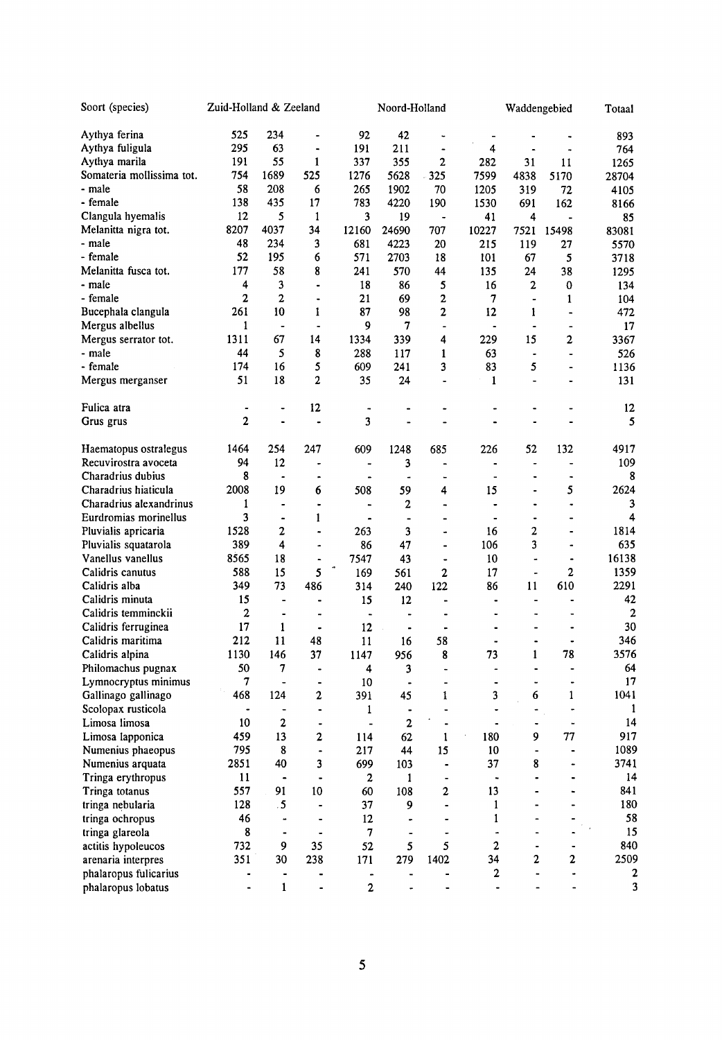| Soort (species) | Zuid-Holland & Zeeland | | | Noord-Holland | | | Waddengebied | | | Totaal |
|---|---|---|---|---|---|---|---|---|---|---|
| Aythya ferina | 525 | 234 | - | 92 | 42 | - | - | - | - | 893 |
| Aythya fuligula | 295 | 63 | - | 191 | 211 | - | 4 | - | - | 764 |
| Aythya marila | 191 | 55 | 1 | 337 | 355 | 2 | 282 | 31 | 11 | 1265 |
| Somateria mollissima tot. | 754 | 1689 | 525 | 1276 | 5628 | 325 | 7599 | 4838 | 5170 | 28704 |
| - male | 58 | 208 | 6 | 265 | 1902 | 70 | 1205 | 319 | 72 | 4105 |
| - female | 138 | 435 | 17 | 783 | 4220 | 190 | 1530 | 691 | 162 | 8166 |
| Clangula hyemalis | 12 | 5 | 1 | 3 | 19 | - | 41 | 4 | - | 85 |
| Melanitta nigra tot. | 8207 | 4037 | 34 | 12160 | 24690 | 707 | 10227 | 7521 | 15498 | 83081 |
| - male | 48 | 234 | 3 | 681 | 4223 | 20 | 215 | 119 | 27 | 5570 |
| - female | 52 | 195 | 6 | 571 | 2703 | 18 | 101 | 67 | 5 | 3718 |
| Melanitta fusca tot. | 177 | 58 | 8 | 241 | 570 | 44 | 135 | 24 | 38 | 1295 |
| - male | 4 | 3 | - | 18 | 86 | 5 | 16 | 2 | 0 | 134 |
| - female | 2 | 2 | - | 21 | 69 | 2 | 7 | - | 1 | 104 |
| Bucephala clangula | 261 | 10 | 1 | 87 | 98 | 2 | 12 | 1 | - | 472 |
| Mergus albellus | 1 | - | - | 9 | 7 | - | - | - | - | 17 |
| Mergus serrator tot. | 1311 | 67 | 14 | 1334 | 339 | 4 | 229 | 15 | 2 | 3367 |
| - male | 44 | 5 | 8 | 288 | 117 | 1 | 63 | - | - | 526 |
| - female | 174 | 16 | 5 | 609 | 241 | 3 | 83 | 5 | - | 1136 |
| Mergus merganser | 51 | 18 | 2 | 35 | 24 | - | 1 | - | - | 131 |
| | | | | | | | | | | |
| Fulica atra | - | - | 12 | - | - | - | - | - | - | 12 |
| Grus grus | 2 | - | - | 3 | - | - | - | - | - | 5 |
| | | | | | | | | | | |
| Haematopus ostralegus | 1464 | 254 | 247 | 609 | 1248 | 685 | 226 | 52 | 132 | 4917 |
| Recuvirostra avoceta | 94 | 12 | - | - | 3 | - | - | - | - | 109 |
| Charadrius dubius | 8 | - | - | - | - | - | - | - | - | 8 |
| Charadrius hiaticula | 2008 | 19 | 6 | 508 | 59 | 4 | 15 | - | 5 | 2624 |
| Charadrius alexandrinus | 1 | - | - | - | 2 | - | - | - | - | 3 |
| Eurdromias morinellus | 3 | - | 1 | - | - | - | - | - | - | 4 |
| Pluvialis apricaria | 1528 | 2 | - | 263 | 3 | - | 16 | 2 | - | 1814 |
| Pluvialis squatarola | 389 | 4 | - | 86 | 47 | - | 106 | 3 | - | 635 |
| Vanellus vanellus | 8565 | 18 | - | 7547 | 43 | - | 10 | - | - | 16138 |
| Calidris canutus | 588 | 15 | 5 | 169 | 561 | 2 | 17 | - | 2 | 1359 |
| Calidris alba | 349 | 73 | 486 | 314 | 240 | 122 | 86 | 11 | 610 | 2291 |
| Calidris minuta | 15 | - | - | 15 | 12 | - | - | - | - | 42 |
| Calidris temminckii | 2 | - | - | - | - | - | - | - | - | 2 |
| Calidris ferruginea | 17 | 1 | - | 12 | - | - | - | - | - | 30 |
| Calidris maritima | 212 | 11 | 48 | 11 | 16 | 58 | - | - | - | 346 |
| Calidris alpina | 1130 | 146 | 37 | 1147 | 956 | 8 | 73 | 1 | 78 | 3576 |
| Philomachus pugnax | 50 | 7 | - | 4 | 3 | - | - | - | - | 64 |
| Lymnocryptus minimus | 7 | - | - | 10 | - | - | - | - | - | 17 |
| Gallinago gallinago | 468 | 124 | 2 | 391 | 45 | 1 | 3 | 6 | 1 | 1041 |
| Scolopax rusticola | - | - | - | 1 | - | - | - | - | - | 1 |
| Limosa limosa | 10 | 2 | - | - | 2 | - | - | - | - | 14 |
| Limosa lapponica | 459 | 13 | 2 | 114 | 62 | 1 | 180 | 9 | 77 | 917 |
| Numenius phaeopus | 795 | 8 | - | 217 | 44 | 15 | 10 | - | - | 1089 |
| Numenius arquata | 2851 | 40 | 3 | 699 | 103 | - | 37 | 8 | - | 3741 |
| Tringa erythropus | 11 | - | - | 2 | 1 | - | - | - | - | 14 |
| Tringa totanus | 557 | 91 | 10 | 60 | 108 | 2 | 13 | - | - | 841 |
| tringa nebularia | 128 | 5 | - | 37 | 9 | - | 1 | - | - | 180 |
| tringa ochropus | 46 | - | - | 12 | - | - | 1 | - | - | 58 |
| tringa glareola | 8 | - | - | 7 | - | - | - | - | - | 15 |
| actitis hypoleucos | 732 | 9 | 35 | 52 | 5 | 5 | 2 | - | - | 840 |
| arenaria interpres | 351 | 30 | 238 | 171 | 279 | 1402 | 34 | 2 | 2 | 2509 |
| phalaropus fulicarius | - | - | - | - | - | - | 2 | - | - | 2 |
| phalaropus lobatus | - | 1 | - | 2 | - | - | - | - | - | 3 |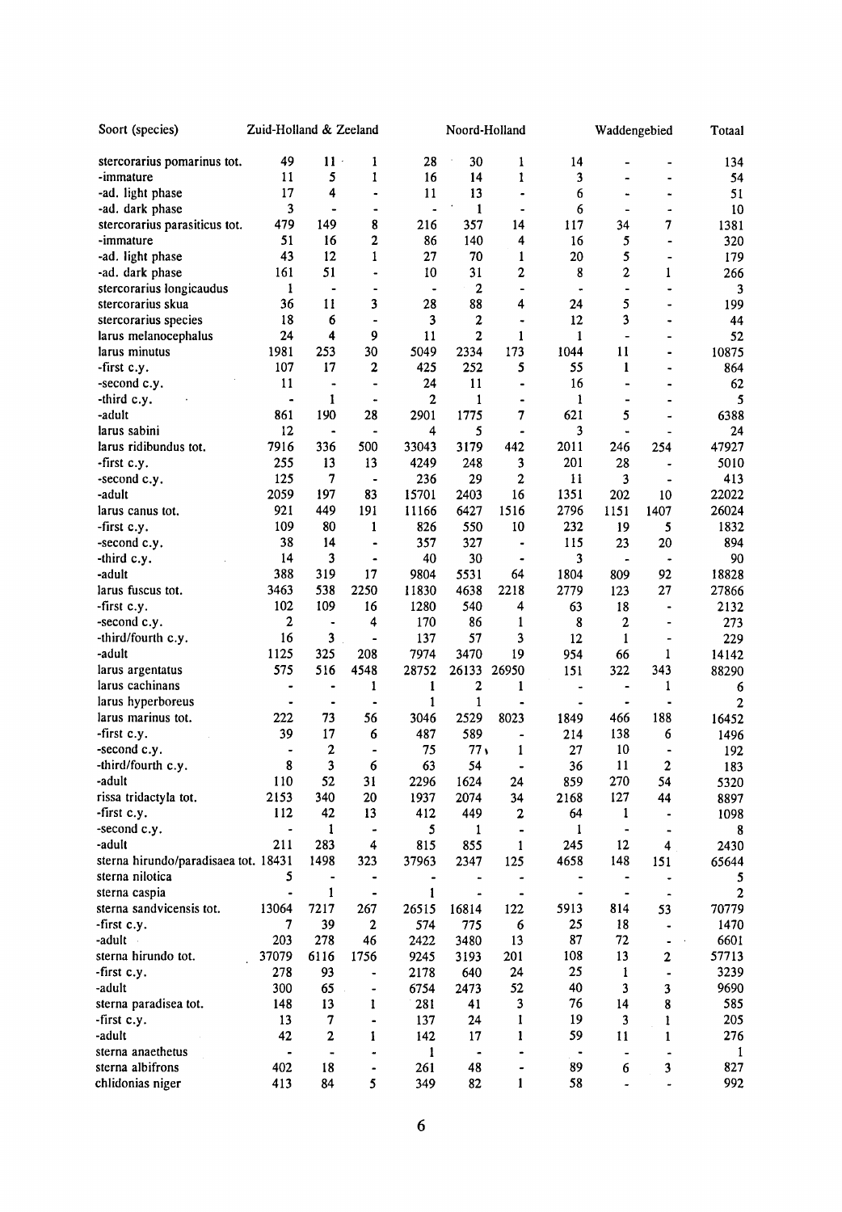| Soort (species) | Zuid-Holland & Zeeland | | | Noord-Holland | | | Waddengebied | | | Totaal |
|---|---|---|---|---|---|---|---|---|---|---|
| stercorarius pomarinus tot. | 49 | 11 | 1 | 28 | 30 | 1 | 14 | - | - | 134 |
| -immature | 11 | 5 | 1 | 16 | 14 | 1 | 3 | - | - | 54 |
| -ad. light phase | 17 | 4 | - | 11 | 13 | - | 6 | - | - | 51 |
| -ad. dark phase | 3 | - | - | - | 1 | - | 6 | - | - | 10 |
| stercorarius parasiticus tot. | 479 | 149 | 8 | 216 | 357 | 14 | 117 | 34 | 7 | 1381 |
| -immature | 51 | 16 | 2 | 86 | 140 | 4 | 16 | 5 | - | 320 |
| -ad. light phase | 43 | 12 | 1 | 27 | 70 | 1 | 20 | 5 | - | 179 |
| -ad. dark phase | 161 | 51 | - | 10 | 31 | 2 | 8 | 2 | 1 | 266 |
| stercorarius longicaudus | 1 | - | - | - | 2 | - | - | - | - | 3 |
| stercorarius skua | 36 | 11 | 3 | 28 | 88 | 4 | 24 | 5 | - | 199 |
| stercorarius species | 18 | 6 | - | 3 | 2 | - | 12 | 3 | - | 44 |
| larus melanocephalus | 24 | 4 | 9 | 11 | 2 | 1 | 1 | - | - | 52 |
| larus minutus | 1981 | 253 | 30 | 5049 | 2334 | 173 | 1044 | 11 | - | 10875 |
| -first c.y. | 107 | 17 | 2 | 425 | 252 | 5 | 55 | 1 | - | 864 |
| -second c.y. | 11 | - | - | 24 | 11 | - | 16 | - | - | 62 |
| -third c.y. | - | 1 | - | 2 | 1 | - | 1 | - | - | 5 |
| -adult | 861 | 190 | 28 | 2901 | 1775 | 7 | 621 | 5 | - | 6388 |
| larus sabini | 12 | - | - | 4 | 5 | - | 3 | - | - | 24 |
| larus ridibundus tot. | 7916 | 336 | 500 | 33043 | 3179 | 442 | 2011 | 246 | 254 | 47927 |
| -first c.y. | 255 | 13 | 13 | 4249 | 248 | 3 | 201 | 28 | - | 5010 |
| -second c.y. | 125 | 7 | - | 236 | 29 | 2 | 11 | 3 | - | 413 |
| -adult | 2059 | 197 | 83 | 15701 | 2403 | 16 | 1351 | 202 | 10 | 22022 |
| larus canus tot. | 921 | 449 | 191 | 11166 | 6427 | 1516 | 2796 | 1151 | 1407 | 26024 |
| -first c.y. | 109 | 80 | 1 | 826 | 550 | 10 | 232 | 19 | 5 | 1832 |
| -second c.y. | 38 | 14 | - | 357 | 327 | - | 115 | 23 | 20 | 894 |
| -third c.y. | 14 | 3 | - | 40 | 30 | - | 3 | - | - | 90 |
| -adult | 388 | 319 | 17 | 9804 | 5531 | 64 | 1804 | 809 | 92 | 18828 |
| larus fuscus tot. | 3463 | 538 | 2250 | 11830 | 4638 | 2218 | 2779 | 123 | 27 | 27866 |
| -first c.y. | 102 | 109 | 16 | 1280 | 540 | 4 | 63 | 18 | - | 2132 |
| -second c.y. | 2 | - | 4 | 170 | 86 | 1 | 8 | 2 | - | 273 |
| -third/fourth c.y. | 16 | 3 | - | 137 | 57 | 3 | 12 | 1 | - | 229 |
| -adult | 1125 | 325 | 208 | 7974 | 3470 | 19 | 954 | 66 | 1 | 14142 |
| larus argentatus | 575 | 516 | 4548 | 28752 | 26133 | 26950 | 151 | 322 | 343 | 88290 |
| larus cachinans | - | - | 1 | 1 | 2 | 1 | - | - | 1 | 6 |
| larus hyperboreus | - | - | - | 1 | 1 | - | - | - | - | 2 |
| larus marinus tot. | 222 | 73 | 56 | 3046 | 2529 | 8023 | 1849 | 466 | 188 | 16452 |
| -first c.y. | 39 | 17 | 6 | 487 | 589 | - | 214 | 138 | 6 | 1496 |
| -second c.y. | - | 2 | - | 75 | 77 | 1 | 27 | 10 | - | 192 |
| -third/fourth c.y. | 8 | 3 | 6 | 63 | 54 | - | 36 | 11 | 2 | 183 |
| -adult | 110 | 52 | 31 | 2296 | 1624 | 24 | 859 | 270 | 54 | 5320 |
| rissa tridactyla tot. | 2153 | 340 | 20 | 1937 | 2074 | 34 | 2168 | 127 | 44 | 8897 |
| -first c.y. | 112 | 42 | 13 | 412 | 449 | 2 | 64 | 1 | - | 1098 |
| -second c.y. | - | 1 | - | 5 | 1 | - | 1 | - | - | 8 |
| -adult | 211 | 283 | 4 | 815 | 855 | 1 | 245 | 12 | 4 | 2430 |
| sterna hirundo/paradisaea tot. | 18431 | 1498 | 323 | 37963 | 2347 | 125 | 4658 | 148 | 151 | 65644 |
| sterna nilotica | 5 | - | - | - | - | - | - | - | - | 5 |
| sterna caspia | - | 1 | - | 1 | - | - | - | - | - | 2 |
| sterna sandvicensis tot. | 13064 | 7217 | 267 | 26515 | 16814 | 122 | 5913 | 814 | 53 | 70779 |
| -first c.y. | 7 | 39 | 2 | 574 | 775 | 6 | 25 | 18 | - | 1470 |
| -adult | 203 | 278 | 46 | 2422 | 3480 | 13 | 87 | 72 | - | 6601 |
| sterna hirundo tot. | 37079 | 6116 | 1756 | 9245 | 3193 | 201 | 108 | 13 | 2 | 57713 |
| -first c.y. | 278 | 93 | - | 2178 | 640 | 24 | 25 | 1 | - | 3239 |
| -adult | 300 | 65 | - | 6754 | 2473 | 52 | 40 | 3 | 3 | 9690 |
| sterna paradisea tot. | 148 | 13 | 1 | 281 | 41 | 3 | 76 | 14 | 8 | 585 |
| -first c.y. | 13 | 7 | - | 137 | 24 | 1 | 19 | 3 | 1 | 205 |
| -adult | 42 | 2 | 1 | 142 | 17 | 1 | 59 | 11 | 1 | 276 |
| sterna anaethetus | - | - | - | 1 | - | - | - | - | - | 1 |
| sterna albifrons | 402 | 18 | - | 261 | 48 | - | 89 | 6 | 3 | 827 |
| chlidonias niger | 413 | 84 | 5 | 349 | 82 | 1 | 58 | - | - | 992 |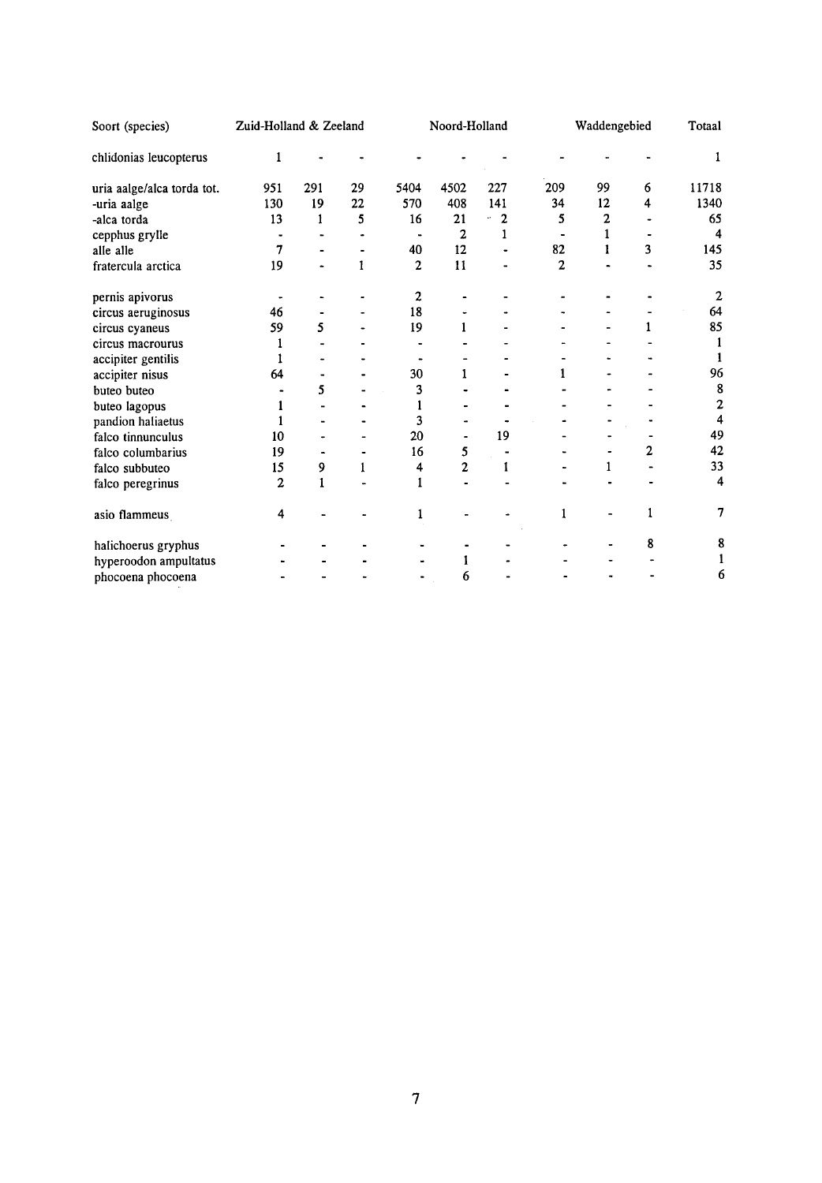| Soort (species) | Zuid-Holland & Zeeland | | | Noord-Holland | | | Waddengebied | | | Totaal |
|---|---|---|---|---|---|---|---|---|---|---|
| chlidonias leucopterus | 1 | - | - | - | - | - | - | - | - | 1 |
| | | | | | | | | | | |
| uria aalge/alca torda tot. | 951 | 291 | 29 | 5404 | 4502 | 227 | 209 | 99 | 6 | 11718 |
| -uria aalge | 130 | 19 | 22 | 570 | 408 | 141 | 34 | 12 | 4 | 1340 |
| -alca torda | 13 | 1 | 5 | 16 | 21 | 2 | 5 | 2 | - | 65 |
| cepphus grylle | - | - | - | - | 2 | 1 | - | 1 | - | 4 |
| alle alle | 7 | - | - | 40 | 12 | - | 82 | 1 | 3 | 145 |
| fratercula arctica | 19 | - | 1 | 2 | 11 | - | 2 | - | - | 35 |
| | | | | | | | | | | |
| pernis apivorus | - | - | - | 2 | - | - | - | - | - | 2 |
| circus aeruginosus | 46 | - | - | 18 | - | - | - | - | - | 64 |
| circus cyaneus | 59 | 5 | - | 19 | 1 | - | - | - | 1 | 85 |
| circus macrourus | 1 | - | - | - | - | - | - | - | - | 1 |
| accipiter gentilis | 1 | - | - | - | - | - | - | - | - | 1 |
| accipiter nisus | 64 | - | - | 30 | 1 | - | 1 | - | - | 96 |
| buteo buteo | - | 5 | - | 3 | - | - | - | - | - | 8 |
| buteo lagopus | 1 | - | - | 1 | - | - | - | - | - | 2 |
| pandion haliaetus | 1 | - | - | 3 | - | - | - | - | - | 4 |
| falco tinnunculus | 10 | - | - | 20 | - | 19 | - | - | - | 49 |
| falco columbarius | 19 | - | - | 16 | 5 | - | - | - | 2 | 42 |
| falco subbuteo | 15 | 9 | 1 | 4 | 2 | 1 | - | 1 | - | 33 |
| falco peregrinus | 2 | 1 | - | 1 | - | - | - | - | - | 4 |
| | | | | | | | | | | |
| asio flammeus | 4 | - | - | 1 | - | - | 1 | - | 1 | 7 |
| | | | | | | | | | | |
| halichoerus gryphus | - | - | - | - | - | - | - | - | 8 | 8 |
| hyperoodon ampultatus | - | - | - | - | 1 | - | - | - | - | 1 |
| phocoena phocoena | - | - | - | - | 6 | - | - | - | - | 6 |